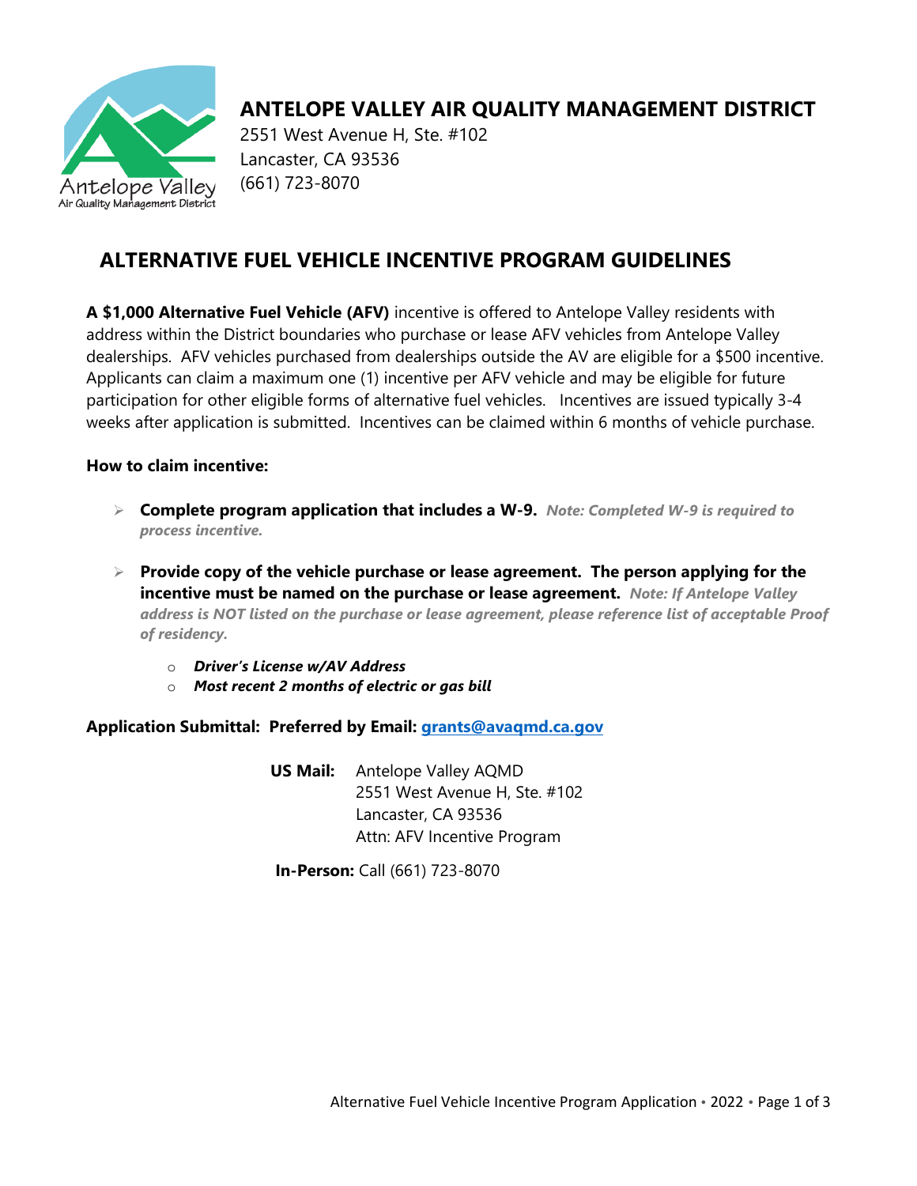# ANTELOPE VALLEY AIR QUALITY MANAGEMENT DISTRICT

2551 West Avenue H, Ste. #102
Lancaster, CA 93536
(661) 723-8070

## ALTERNATIVE FUEL VEHICLE INCENTIVE PROGRAM GUIDELINES

**A $1,000 Alternative Fuel Vehicle (AFV)** incentive is offered to Antelope Valley residents with address within the District boundaries who purchase or lease AFV vehicles from Antelope Valley dealerships. AFV vehicles purchased from dealerships outside the AV are eligible for a $500 incentive. Applicants can claim a maximum one (1) incentive per AFV vehicle and may be eligible for future participation for other eligible forms of alternative fuel vehicles. Incentives are issued typically 3-4 weeks after application is submitted. Incentives can be claimed within 6 months of vehicle purchase.

**How to claim incentive:**

- **Complete program application that includes a W-9.** ***Note: Completed W-9 is required to process incentive.***
- **Provide copy of the vehicle purchase or lease agreement. The person applying for the incentive must be named on the purchase or lease agreement.** ***Note: If Antelope Valley address is NOT listed on the purchase or lease agreement, please reference list of acceptable Proof of residency.***
  - ***Driver's License w/AV Address***
  - ***Most recent 2 months of electric or gas bill***

**Application Submittal: Preferred by Email: grants@avaqmd.ca.gov**

**US Mail:** Antelope Valley AQMD
2551 West Avenue H, Ste. #102
Lancaster, CA 93536
Attn: AFV Incentive Program

**In-Person:** Call (661) 723-8070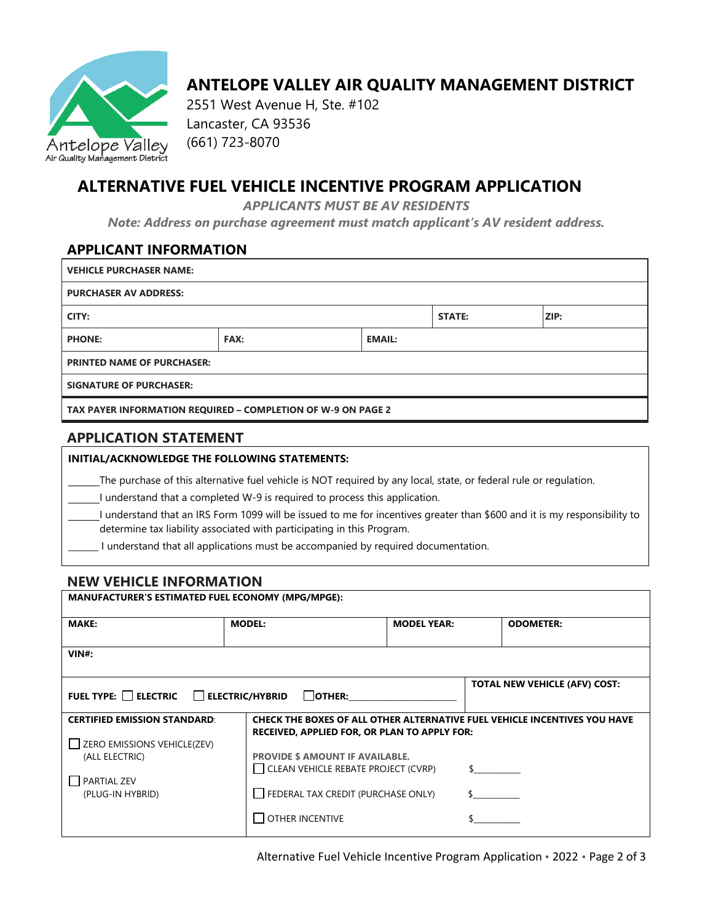# ANTELOPE VALLEY AIR QUALITY MANAGEMENT DISTRICT

2551 West Avenue H, Ste. #102
Lancaster, CA 93536
(661) 723-8070

# ALTERNATIVE FUEL VEHICLE INCENTIVE PROGRAM APPLICATION

***APPLICANTS MUST BE AV RESIDENTS***

***Note: Address on purchase agreement must match applicant's AV resident address.***

## APPLICANT INFORMATION

| **VEHICLE PURCHASER NAME:** | | | | |
|---|---|---|---|---|
| **PURCHASER AV ADDRESS:** | | | | |
| **CITY:** | | | **STATE:** | **ZIP:** |
| **PHONE:** | **FAX:** | **EMAIL:** | | |
| **PRINTED NAME OF PURCHASER:** | | | | |
| **SIGNATURE OF PURCHASER:** | | | | |
| **TAX PAYER INFORMATION REQUIRED – COMPLETION OF W-9 ON PAGE 2** | | | | |

## APPLICATION STATEMENT

**INITIAL/ACKNOWLEDGE THE FOLLOWING STATEMENTS:**

______The purchase of this alternative fuel vehicle is NOT required by any local, state, or federal rule or regulation.

______I understand that a completed W-9 is required to process this application.

______I understand that an IRS Form 1099 will be issued to me for incentives greater than $600 and it is my responsibility to determine tax liability associated with participating in this Program.

______ I understand that all applications must be accompanied by required documentation.

## NEW VEHICLE INFORMATION

| **MANUFACTURER'S ESTIMATED FUEL ECONOMY (MPG/MPGE):** | | | |
|---|---|---|---|
| **MAKE:** | **MODEL:** | **MODEL YEAR:** | **ODOMETER:** |
| **VIN#:** | | | |
| **FUEL TYPE:** ☐ **ELECTRIC** ☐ **ELECTRIC/HYBRID** ☐ **OTHER:**______________ | | | **TOTAL NEW VEHICLE (AFV) COST:** |

| **CERTIFIED EMISSION STANDARD:** | **CHECK THE BOXES OF ALL OTHER ALTERNATIVE FUEL VEHICLE INCENTIVES YOU HAVE RECEIVED, APPLIED FOR, OR PLAN TO APPLY FOR:** |
|---|---|
| ☐ ZERO EMISSIONS VEHICLE(ZEV) (ALL ELECTRIC) | **PROVIDE $ AMOUNT IF AVAILABLE.** ☐ CLEAN VEHICLE REBATE PROJECT (CVRP) $__________ |
| ☐ PARTIAL ZEV (PLUG-IN HYBRID) | ☐ FEDERAL TAX CREDIT (PURCHASE ONLY) $__________ |
| | ☐ OTHER INCENTIVE $__________ |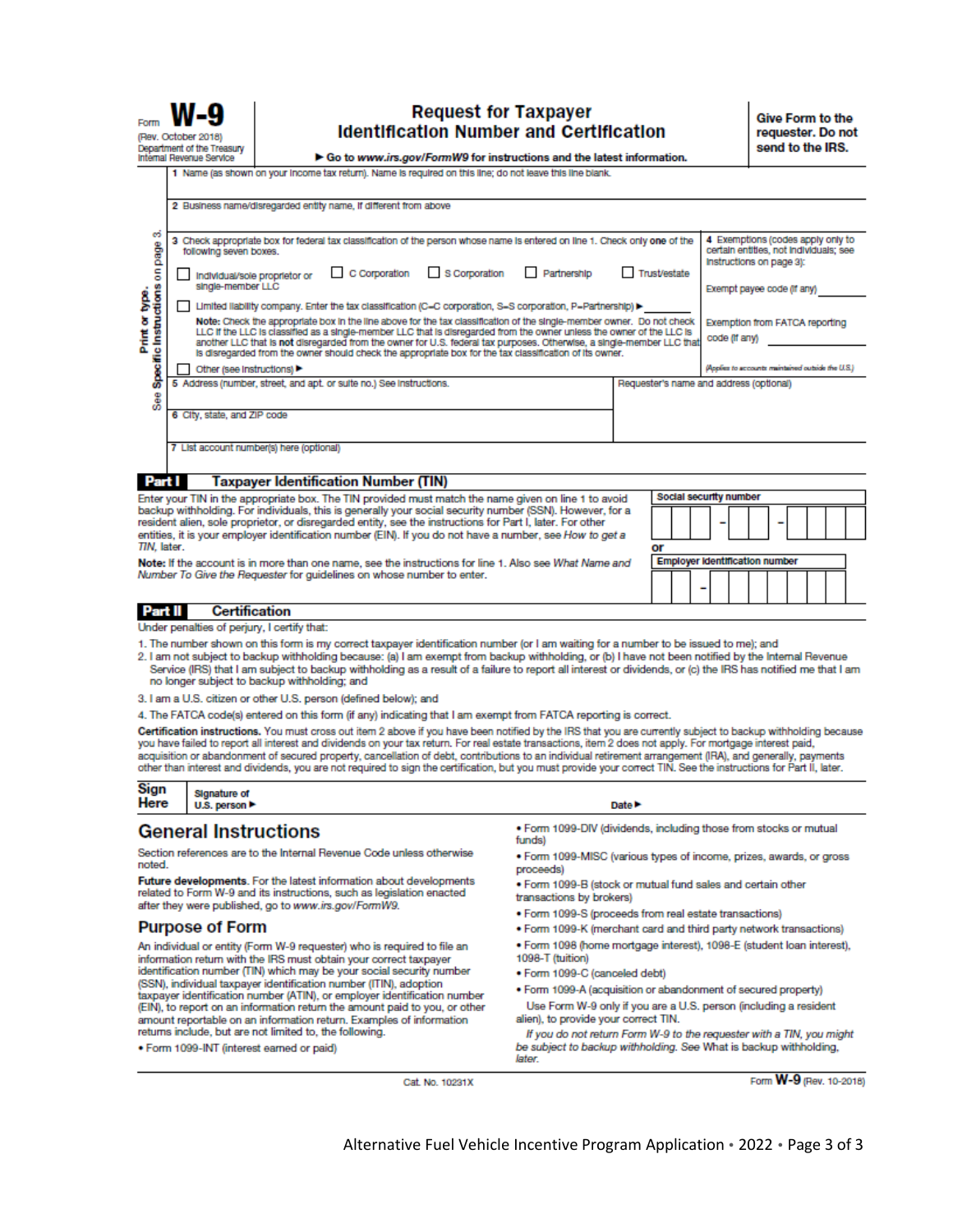Form **W-9**
(Rev. October 2018)
Department of the Treasury
Internal Revenue Service

# Request for Taxpayer Identification Number and Certification

▶ Go to *www.irs.gov/FormW9* for instructions and the latest information.

**Give Form to the requester. Do not send to the IRS.**

1 Name (as shown on your income tax return). Name is required on this line; do not leave this line blank.

2 Business name/disregarded entity name, if different from above

3 Check appropriate box for federal tax classification of the person whose name is entered on line 1. Check only **one** of the following seven boxes.

☐ Individual/sole proprietor or single-member LLC ☐ C Corporation ☐ S Corporation ☐ Partnership ☐ Trust/estate

☐ Limited liability company. Enter the tax classification (C=C corporation, S=S corporation, P=Partnership) ▶

**Note:** Check the appropriate box in the line above for the tax classification of the single-member owner. Do not check LLC if the LLC is classified as a single-member LLC that is disregarded from the owner unless the owner of the LLC is another LLC that is **not** disregarded from the owner for U.S. federal tax purposes. Otherwise, a single-member LLC that is disregarded from the owner should check the appropriate box for the tax classification of its owner.

☐ Other (see instructions) ▶

4 Exemptions (codes apply only to certain entities, not individuals; see instructions on page 3):

Exempt payee code (if any)

Exemption from FATCA reporting code (if any)

*(Applies to accounts maintained outside the U.S.)*

5 Address (number, street, and apt. or suite no.) See instructions.

Requester's name and address (optional)

6 City, state, and ZIP code

7 List account number(s) here (optional)

Print or type. See **Specific Instructions** on page 3.

## Part I Taxpayer Identification Number (TIN)

Enter your TIN in the appropriate box. The TIN provided must match the name given on line 1 to avoid backup withholding. For individuals, this is generally your social security number (SSN). However, for a resident alien, sole proprietor, or disregarded entity, see the instructions for Part I, later. For other entities, it is your employer identification number (EIN). If you do not have a number, see *How to get a TIN*, later.

**Note:** If the account is in more than one name, see the instructions for line 1. Also see *What Name and Number To Give the Requester* for guidelines on whose number to enter.

**Social security number** ☐☐☐ – ☐☐ – ☐☐☐☐

**or**

**Employer identification number** ☐☐ – ☐☐☐☐☐☐☐

## Part II Certification

Under penalties of perjury, I certify that:

1. The number shown on this form is my correct taxpayer identification number (or I am waiting for a number to be issued to me); and
2. I am not subject to backup withholding because: (a) I am exempt from backup withholding, or (b) I have not been notified by the Internal Revenue Service (IRS) that I am subject to backup withholding as a result of a failure to report all interest or dividends, or (c) the IRS has notified me that I am no longer subject to backup withholding; and
3. I am a U.S. citizen or other U.S. person (defined below); and
4. The FATCA code(s) entered on this form (if any) indicating that I am exempt from FATCA reporting is correct.

**Certification instructions.** You must cross out item 2 above if you have been notified by the IRS that you are currently subject to backup withholding because you have failed to report all interest and dividends on your tax return. For real estate transactions, item 2 does not apply. For mortgage interest paid, acquisition or abandonment of secured property, cancellation of debt, contributions to an individual retirement arrangement (IRA), and generally, payments other than interest and dividends, you are not required to sign the certification, but you must provide your correct TIN. See the instructions for Part II, later.

**Sign Here** Signature of U.S. person ▶ Date ▶

## General Instructions

Section references are to the Internal Revenue Code unless otherwise noted.

**Future developments.** For the latest information about developments related to Form W-9 and its instructions, such as legislation enacted after they were published, go to *www.irs.gov/FormW9*.

## Purpose of Form

An individual or entity (Form W-9 requester) who is required to file an information return with the IRS must obtain your correct taxpayer identification number (TIN) which may be your social security number (SSN), individual taxpayer identification number (ITIN), adoption taxpayer identification number (ATIN), or employer identification number (EIN), to report on an information return the amount paid to you, or other amount reportable on an information return. Examples of information returns include, but are not limited to, the following.

- Form 1099-INT (interest earned or paid)
- Form 1099-DIV (dividends, including those from stocks or mutual funds)
- Form 1099-MISC (various types of income, prizes, awards, or gross proceeds)
- Form 1099-B (stock or mutual fund sales and certain other transactions by brokers)
- Form 1099-S (proceeds from real estate transactions)
- Form 1099-K (merchant card and third party network transactions)
- Form 1098 (home mortgage interest), 1098-E (student loan interest), 1098-T (tuition)
- Form 1099-C (canceled debt)
- Form 1099-A (acquisition or abandonment of secured property)

Use Form W-9 only if you are a U.S. person (including a resident alien), to provide your correct TIN.

*If you do not return Form W-9 to the requester with a TIN, you might be subject to backup withholding. See* What is backup withholding, *later.*

Cat. No. 10231X Form **W-9** (Rev. 10-2018)